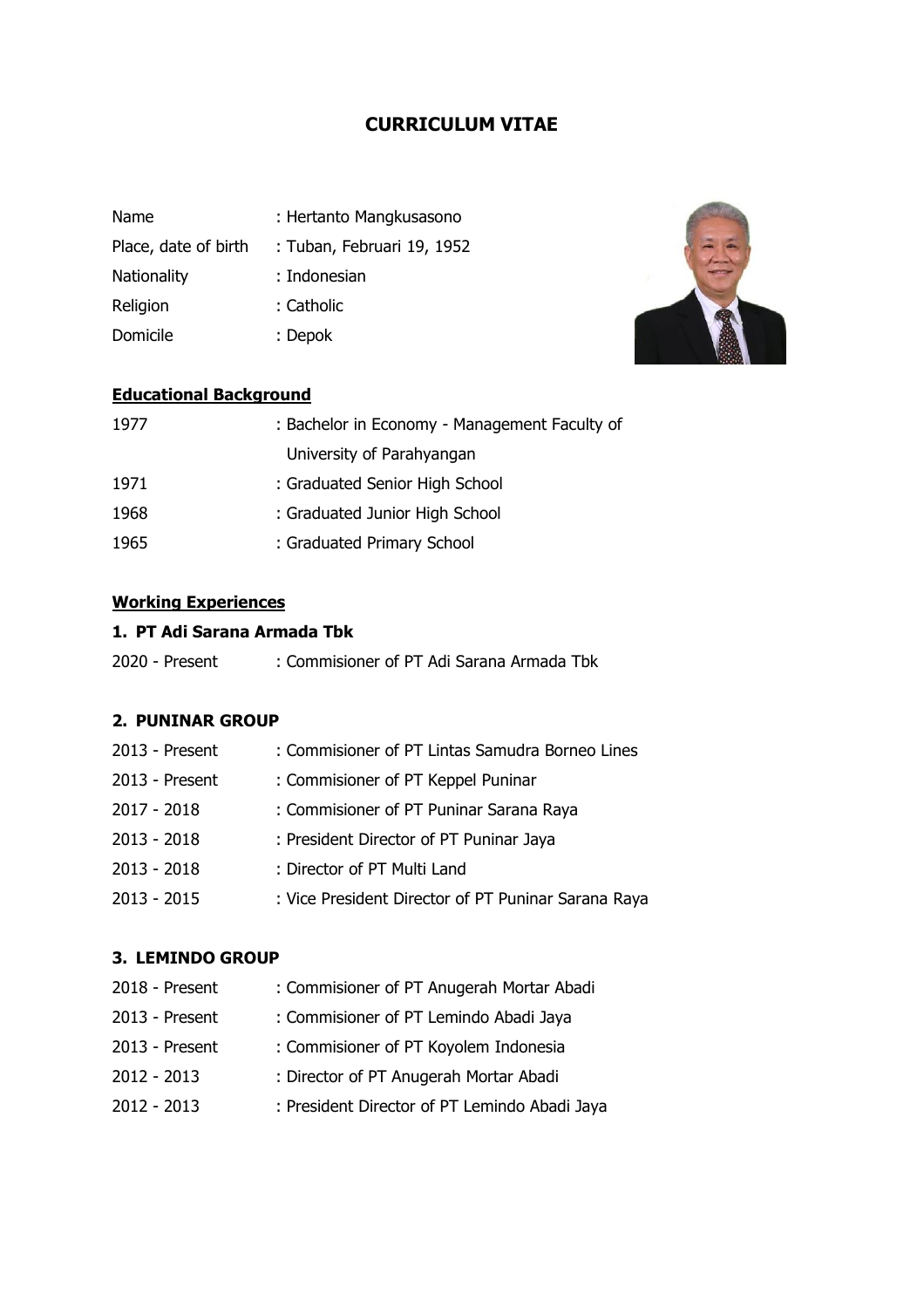# CURRICULUM VITAE

| | |
|---|---|
| Name | : Hertanto Mangkusasono |
| Place, date of birth | : Tuban, Februari 19, 1952 |
| Nationality | : Indonesian |
| Religion | : Catholic |
| Domicile | : Depok |

## Educational Background

| | |
|---|---|
| 1977 | : Bachelor in Economy - Management Faculty of University of Parahyangan |
| 1971 | : Graduated Senior High School |
| 1968 | : Graduated Junior High School |
| 1965 | : Graduated Primary School |

## Working Experiences

### 1. PT Adi Sarana Armada Tbk

| | |
|---|---|
| 2020 - Present | : Commisioner of PT Adi Sarana Armada Tbk |

### 2. PUNINAR GROUP

| | |
|---|---|
| 2013 - Present | : Commisioner of PT Lintas Samudra Borneo Lines |
| 2013 - Present | : Commisioner of PT Keppel Puninar |
| 2017 - 2018 | : Commisioner of PT Puninar Sarana Raya |
| 2013 - 2018 | : President Director of PT Puninar Jaya |
| 2013 - 2018 | : Director of PT Multi Land |
| 2013 - 2015 | : Vice President Director of PT Puninar Sarana Raya |

### 3. LEMINDO GROUP

| | |
|---|---|
| 2018 - Present | : Commisioner of PT Anugerah Mortar Abadi |
| 2013 - Present | : Commisioner of PT Lemindo Abadi Jaya |
| 2013 - Present | : Commisioner of PT Koyolem Indonesia |
| 2012 - 2013 | : Director of PT Anugerah Mortar Abadi |
| 2012 - 2013 | : President Director of PT Lemindo Abadi Jaya |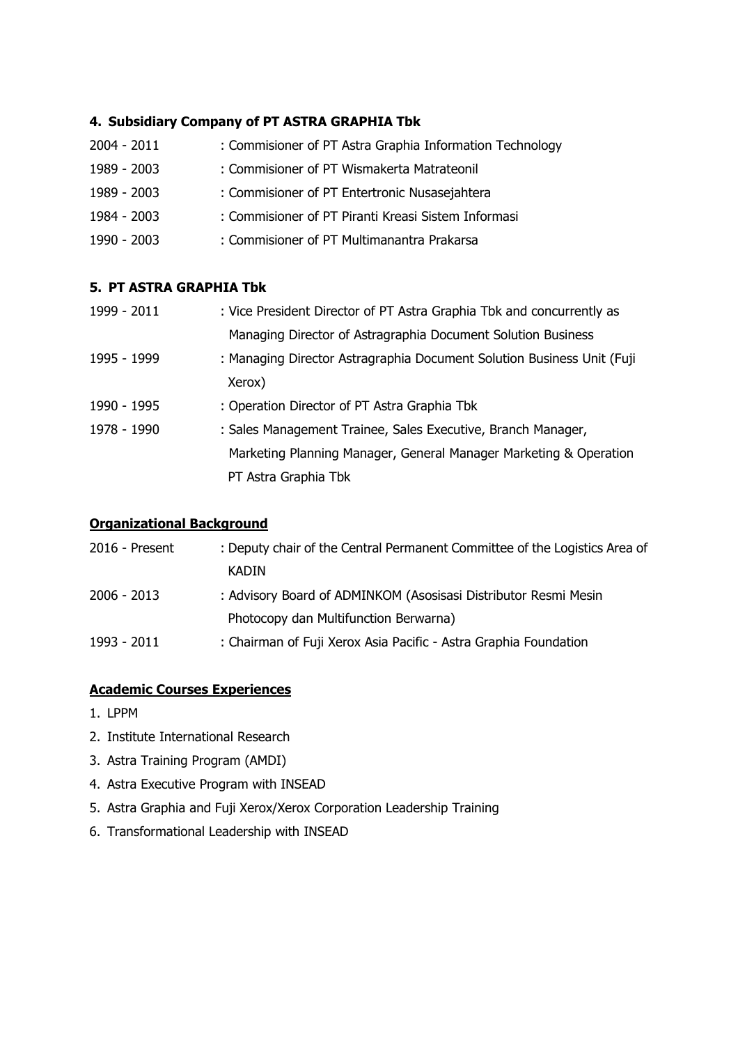#### 4. Subsidiary Company of PT ASTRA GRAPHIA Tbk

| | |
|---|---|
| 2004 - 2011 | : Commisioner of PT Astra Graphia Information Technology |
| 1989 - 2003 | : Commisioner of PT Wismakerta Matrateonil |
| 1989 - 2003 | : Commisioner of PT Entertronic Nusasejahtera |
| 1984 - 2003 | : Commisioner of PT Piranti Kreasi Sistem Informasi |
| 1990 - 2003 | : Commisioner of PT Multimanantra Prakarsa |

#### 5. PT ASTRA GRAPHIA Tbk

| | |
|---|---|
| 1999 - 2011 | : Vice President Director of PT Astra Graphia Tbk and concurrently as Managing Director of Astragraphia Document Solution Business |
| 1995 - 1999 | : Managing Director Astragraphia Document Solution Business Unit (Fuji Xerox) |
| 1990 - 1995 | : Operation Director of PT Astra Graphia Tbk |
| 1978 - 1990 | : Sales Management Trainee, Sales Executive, Branch Manager, Marketing Planning Manager, General Manager Marketing & Operation PT Astra Graphia Tbk |

**Organizational Background**

| | |
|---|---|
| 2016 - Present | : Deputy chair of the Central Permanent Committee of the Logistics Area of KADIN |
| 2006 - 2013 | : Advisory Board of ADMINKOM (Asosisasi Distributor Resmi Mesin Photocopy dan Multifunction Berwarna) |
| 1993 - 2011 | : Chairman of Fuji Xerox Asia Pacific - Astra Graphia Foundation |

**Academic Courses Experiences**

1. LPPM
2. Institute International Research
3. Astra Training Program (AMDI)
4. Astra Executive Program with INSEAD
5. Astra Graphia and Fuji Xerox/Xerox Corporation Leadership Training
6. Transformational Leadership with INSEAD